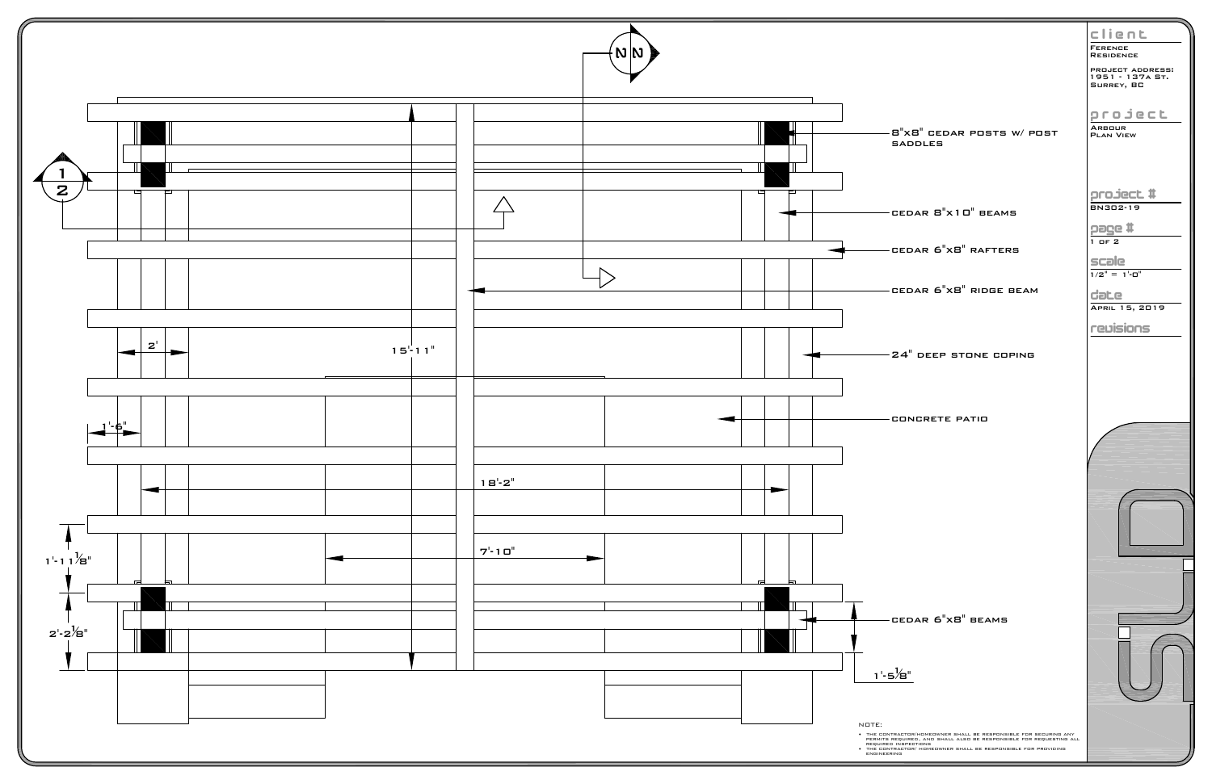## client

Ference Residence

project address: 1951 - 137A St. Surrey, BC

## project

Arbour Plan View

## project #

BN302-19

## page #

1 of 2

## scale

1/2" = 1'-0"

## date

April 15, 2019

## revisions

---

- 8"x8" cedar posts w/ post saddles
- cedar 8"x10" beams
- cedar 6"x8" rafters
- cedar 6"x8" ridge beam
- 24" deep stone coping
- concrete patio
- cedar 6"x8" beams

Dimensions: 15'-11", 18'-2", 7'-10", 2', 1'-6", 1'-11 1/8", 2'-2 1/8", 1'-5 1/8"

Section markers: 1/2, N

NOTE:

- The contractor/homeowner shall be responsible for securing any permits required, and shall also be responsible for requesting all required inspections
- The contractor/ homeowner shall be responsible for providing engineering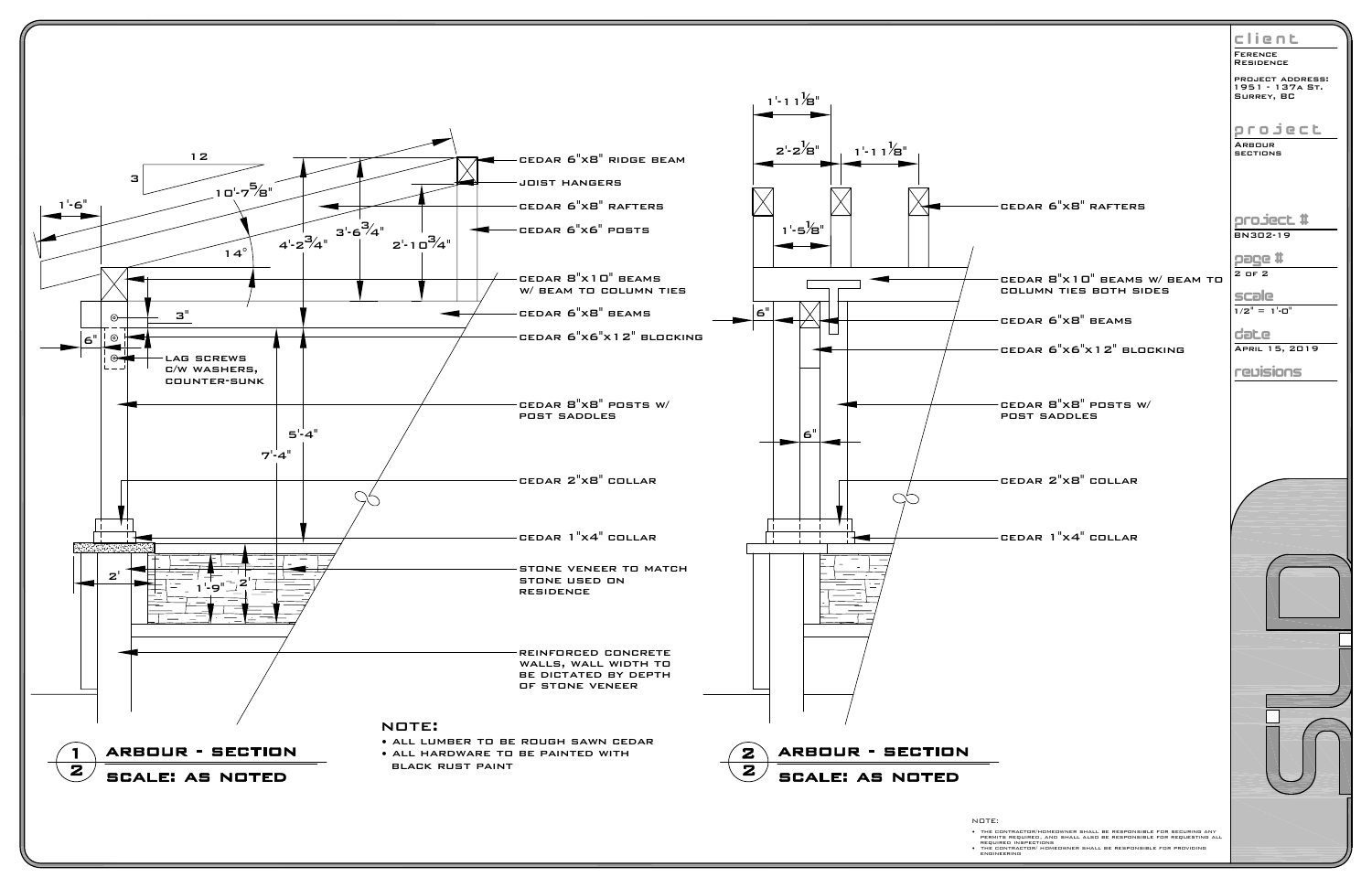## Client

FERENCE RESIDENCE

PROJECT ADDRESS: 1951 - 137A ST. SURREY, BC

## Project

ARBOUR SECTIONS

**Project #:** BN302-19

**Page #:** 2 OF 2

**Scale:** 1/2" = 1'-0"

**Date:** APRIL 15, 2019

**Revisions**

---

## 1/2 ARBOUR - SECTION

SCALE: AS NOTED

- 12 / 3 (roof slope)
- 14°
- 1'-6"
- 10'-7 5/8"
- 4'-2 3/4"
- 3'-6 3/4"
- 2'-10 3/4"
- 3"
- 6"
- 5'-4"
- 7'-4"
- 2'
- 1'-9"
- 2'

Labels:

- CEDAR 6"X8" RIDGE BEAM
- JOIST HANGERS
- CEDAR 6"X8" RAFTERS
- CEDAR 6"X6" POSTS
- CEDAR 8"X10" BEAMS W/ BEAM TO COLUMN TIES
- CEDAR 6"X8" BEAMS
- CEDAR 6"X6"X12" BLOCKING
- LAG SCREWS C/W WASHERS, COUNTER-SUNK
- CEDAR 8"X8" POSTS W/ POST SADDLES
- CEDAR 2"X8" COLLAR
- CEDAR 1"X4" COLLAR
- STONE VENEER TO MATCH STONE USED ON RESIDENCE
- REINFORCED CONCRETE WALLS, WALL WIDTH TO BE DICTATED BY DEPTH OF STONE VENEER

**NOTE:**

- ALL LUMBER TO BE ROUGH SAWN CEDAR
- ALL HARDWARE TO BE PAINTED WITH BLACK RUST PAINT

## 2/2 ARBOUR - SECTION

SCALE: AS NOTED

- 1'-11 1/8"
- 2'-2 1/8"
- 1'-11 1/8"
- 1'-5 1/8"
- 6"
- 6"

Labels:

- CEDAR 6"X8" RAFTERS
- CEDAR 8"X10" BEAMS W/ BEAM TO COLUMN TIES BOTH SIDES
- CEDAR 6"X8" BEAMS
- CEDAR 6"X6"X12" BLOCKING
- CEDAR 8"X8" POSTS W/ POST SADDLES
- CEDAR 2"X8" COLLAR
- CEDAR 1"X4" COLLAR

NOTE:

- THE CONTRACTOR/HOMEOWNER SHALL BE RESPONSIBLE FOR SECURING ANY PERMITS REQUIRED, AND SHALL ALSO BE RESPONSIBLE FOR REQUESTING ALL REQUIRED INSPECTIONS
- THE CONTRACTOR/ HOMEOWNER SHALL BE RESPONSIBLE FOR PROVIDING ENGINEERING